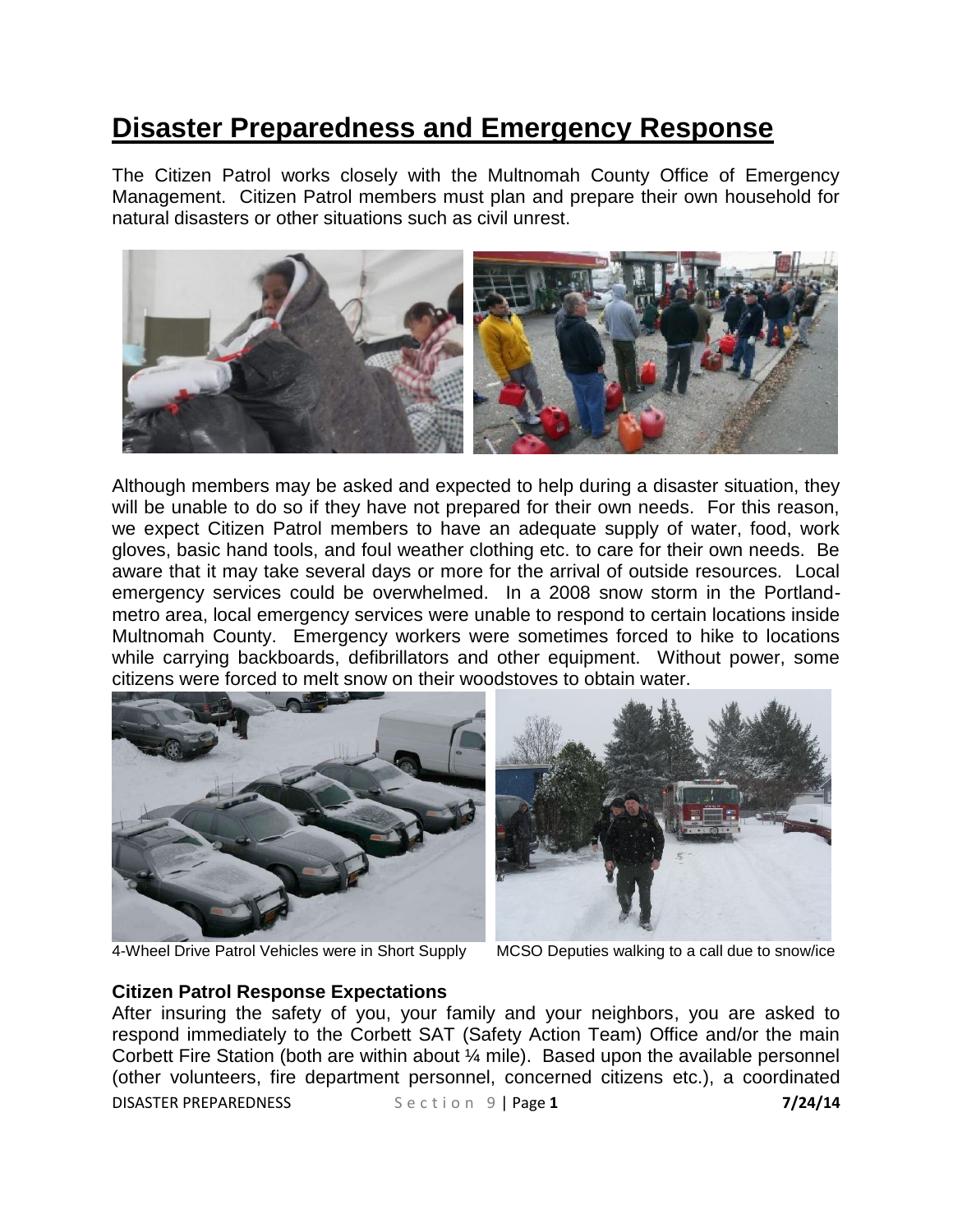# Disaster Preparedness and Emergency Response

The Citizen Patrol works closely with the Multnomah County Office of Emergency Management. Citizen Patrol members must plan and prepare their own household for natural disasters or other situations such as civil unrest.

Although members may be asked and expected to help during a disaster situation, they will be unable to do so if they have not prepared for their own needs. For this reason, we expect Citizen Patrol members to have an adequate supply of water, food, work gloves, basic hand tools, and foul weather clothing etc. to care for their own needs. Be aware that it may take several days or more for the arrival of outside resources. Local emergency services could be overwhelmed. In a 2008 snow storm in the Portland-metro area, local emergency services were unable to respond to certain locations inside Multnomah County. Emergency workers were sometimes forced to hike to locations while carrying backboards, defibrillators and other equipment. Without power, some citizens were forced to melt snow on their woodstoves to obtain water.

4-Wheel Drive Patrol Vehicles were in Short Supply

MCSO Deputies walking to a call due to snow/ice

### Citizen Patrol Response Expectations

After insuring the safety of you, your family and your neighbors, you are asked to respond immediately to the Corbett SAT (Safety Action Team) Office and/or the main Corbett Fire Station (both are within about ¼ mile). Based upon the available personnel (other volunteers, fire department personnel, concerned citizens etc.), a coordinated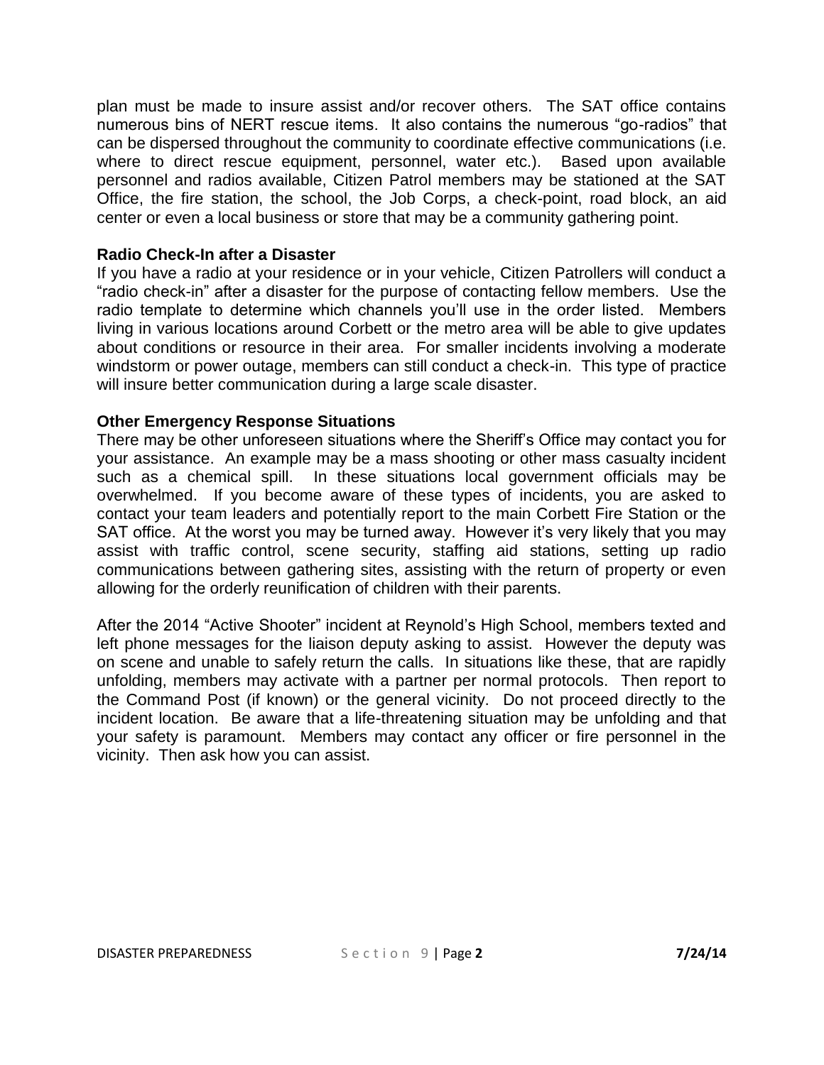plan must be made to insure assist and/or recover others. The SAT office contains numerous bins of NERT rescue items. It also contains the numerous "go-radios" that can be dispersed throughout the community to coordinate effective communications (i.e. where to direct rescue equipment, personnel, water etc.). Based upon available personnel and radios available, Citizen Patrol members may be stationed at the SAT Office, the fire station, the school, the Job Corps, a check-point, road block, an aid center or even a local business or store that may be a community gathering point.

**Radio Check-In after a Disaster**

If you have a radio at your residence or in your vehicle, Citizen Patrollers will conduct a "radio check-in" after a disaster for the purpose of contacting fellow members. Use the radio template to determine which channels you'll use in the order listed. Members living in various locations around Corbett or the metro area will be able to give updates about conditions or resource in their area. For smaller incidents involving a moderate windstorm or power outage, members can still conduct a check-in. This type of practice will insure better communication during a large scale disaster.

**Other Emergency Response Situations**

There may be other unforeseen situations where the Sheriff's Office may contact you for your assistance. An example may be a mass shooting or other mass casualty incident such as a chemical spill. In these situations local government officials may be overwhelmed. If you become aware of these types of incidents, you are asked to contact your team leaders and potentially report to the main Corbett Fire Station or the SAT office. At the worst you may be turned away. However it's very likely that you may assist with traffic control, scene security, staffing aid stations, setting up radio communications between gathering sites, assisting with the return of property or even allowing for the orderly reunification of children with their parents.

After the 2014 "Active Shooter" incident at Reynold's High School, members texted and left phone messages for the liaison deputy asking to assist. However the deputy was on scene and unable to safely return the calls. In situations like these, that are rapidly unfolding, members may activate with a partner per normal protocols. Then report to the Command Post (if known) or the general vicinity. Do not proceed directly to the incident location. Be aware that a life-threatening situation may be unfolding and that your safety is paramount. Members may contact any officer or fire personnel in the vicinity. Then ask how you can assist.